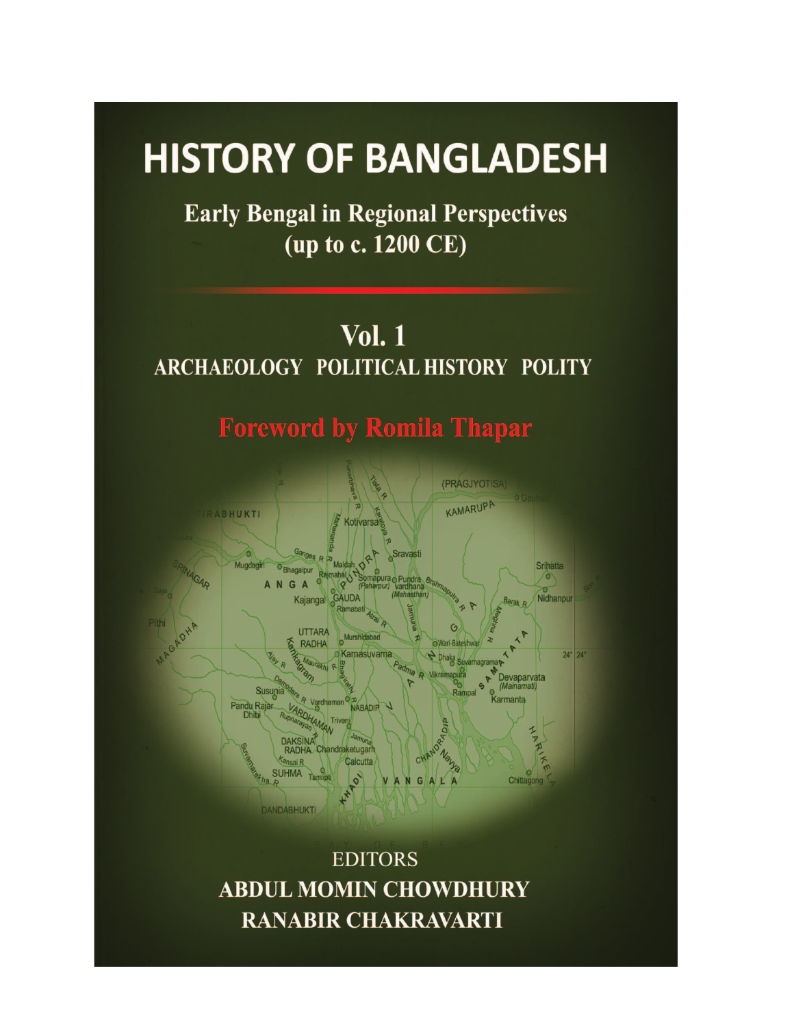# HISTORY OF BANGLADESH

## Early Bengal in Regional Perspectives (up to c. 1200 CE)

## Vol. 1

ARCHAEOLOGY POLITICAL HISTORY POLITY

**Foreword by Romila Thapar**

EDITORS

**ABDUL MOMIN CHOWDHURY**

**RANABIR CHAKRAVARTI**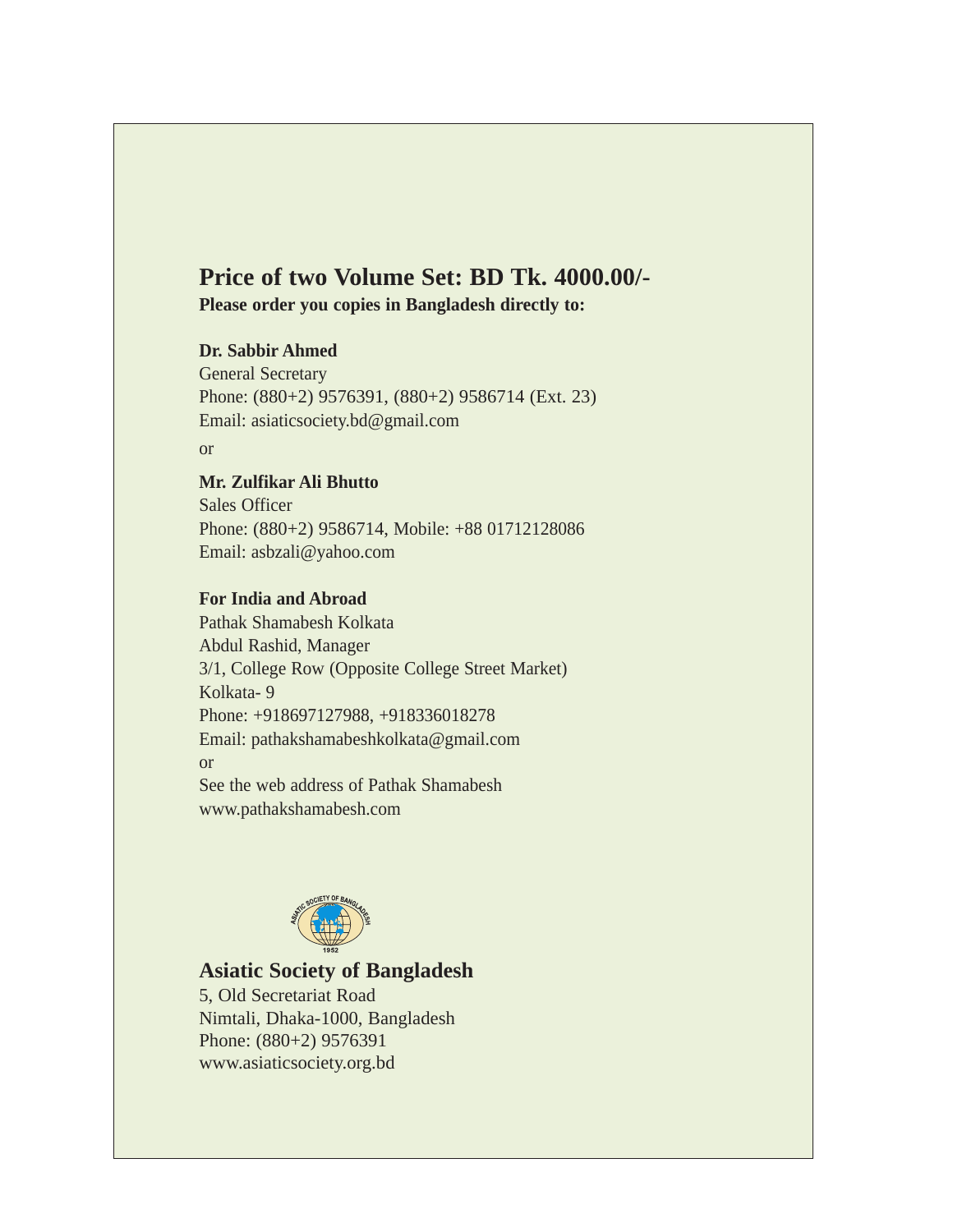## Price of two Volume Set: BD Tk. 4000.00/-

**Please order you copies in Bangladesh directly to:**

**Dr. Sabbir Ahmed**
General Secretary
Phone: (880+2) 9576391, (880+2) 9586714 (Ext. 23)
Email: asiaticsociety.bd@gmail.com

or

**Mr. Zulfikar Ali Bhutto**
Sales Officer
Phone: (880+2) 9586714, Mobile: +88 01712128086
Email: asbzali@yahoo.com

**For India and Abroad**
Pathak Shamabesh Kolkata
Abdul Rashid, Manager
3/1, College Row (Opposite College Street Market)
Kolkata- 9
Phone: +918697127988, +918336018278
Email: pathakshamabeshkolkata@gmail.com
or
See the web address of Pathak Shamabesh
www.pathakshamabesh.com

### Asiatic Society of Bangladesh

5, Old Secretariat Road
Nimtali, Dhaka-1000, Bangladesh
Phone: (880+2) 9576391
www.asiaticsociety.org.bd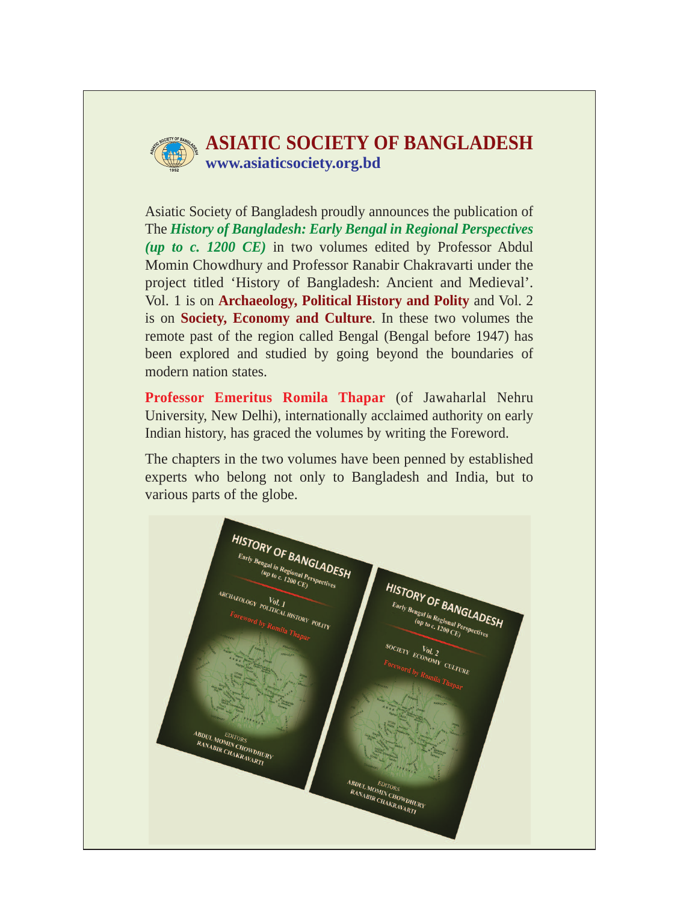# ASIATIC SOCIETY OF BANGLADESH

**www.asiaticsociety.org.bd**

Asiatic Society of Bangladesh proudly announces the publication of The ***History of Bangladesh: Early Bengal in Regional Perspectives (up to c. 1200 CE)*** in two volumes edited by Professor Abdul Momin Chowdhury and Professor Ranabir Chakravarti under the project titled 'History of Bangladesh: Ancient and Medieval'. Vol. 1 is on **Archaeology, Political History and Polity** and Vol. 2 is on **Society, Economy and Culture**. In these two volumes the remote past of the region called Bengal (Bengal before 1947) has been explored and studied by going beyond the boundaries of modern nation states.

**Professor Emeritus Romila Thapar** (of Jawaharlal Nehru University, New Delhi), internationally acclaimed authority on early Indian history, has graced the volumes by writing the Foreword.

The chapters in the two volumes have been penned by established experts who belong not only to Bangladesh and India, but to various parts of the globe.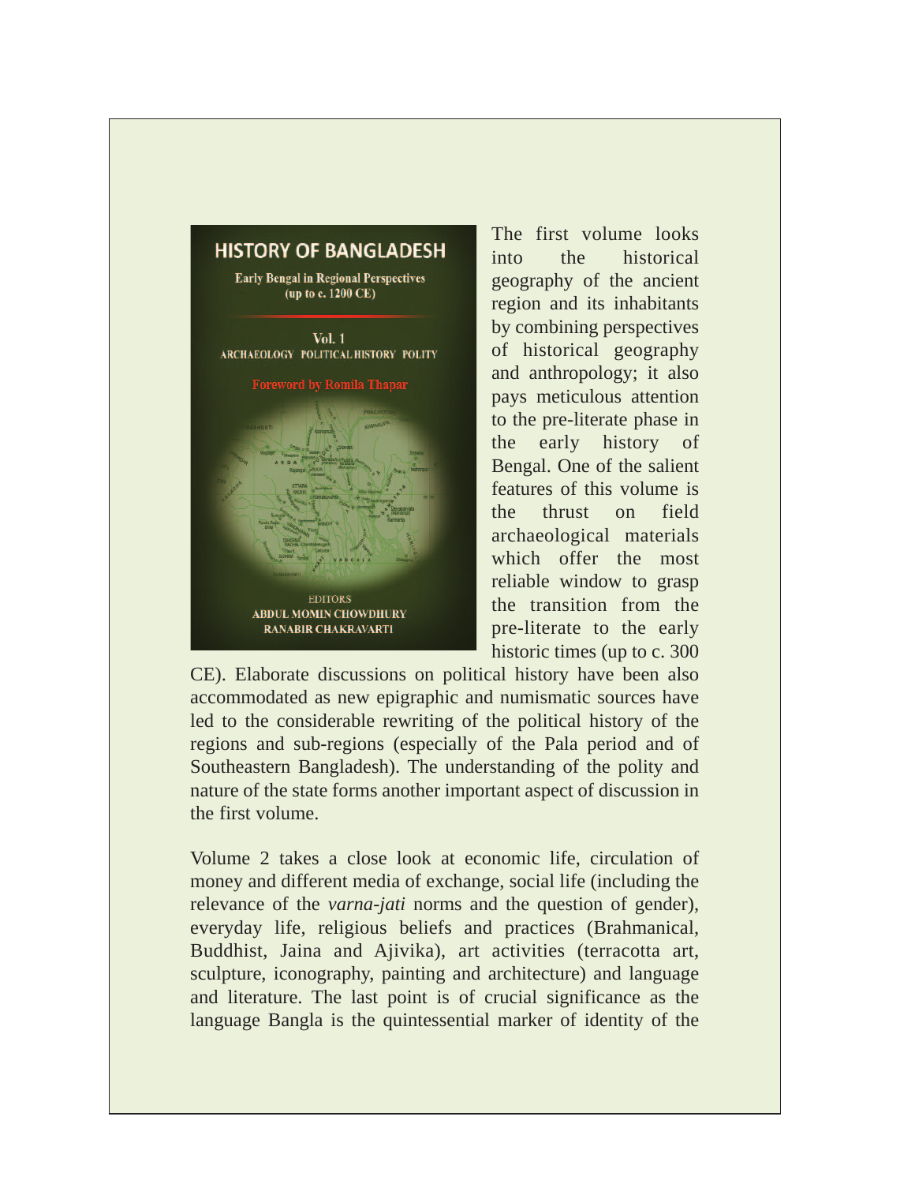The first volume looks into the historical geography of the ancient region and its inhabitants by combining perspectives of historical geography and anthropology; it also pays meticulous attention to the pre-literate phase in the early history of Bengal. One of the salient features of this volume is the thrust on field archaeological materials which offer the most reliable window to grasp the transition from the pre-literate to the early historic times (up to c. 300 CE). Elaborate discussions on political history have been also accommodated as new epigraphic and numismatic sources have led to the considerable rewriting of the political history of the regions and sub-regions (especially of the Pala period and of Southeastern Bangladesh). The understanding of the polity and nature of the state forms another important aspect of discussion in the first volume.

Volume 2 takes a close look at economic life, circulation of money and different media of exchange, social life (including the relevance of the *varna-jati* norms and the question of gender), everyday life, religious beliefs and practices (Brahmanical, Buddhist, Jaina and Ajivika), art activities (terracotta art, sculpture, iconography, painting and architecture) and language and literature. The last point is of crucial significance as the language Bangla is the quintessential marker of identity of the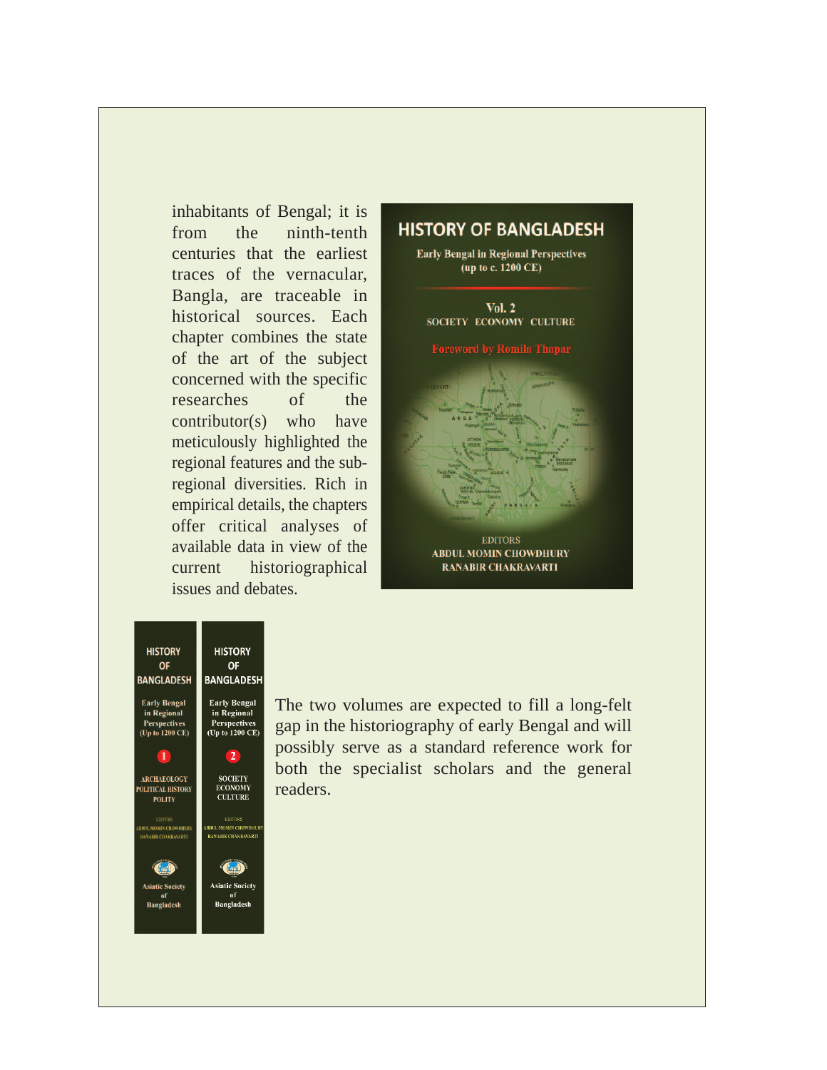inhabitants of Bengal; it is from the ninth-tenth centuries that the earliest traces of the vernacular, Bangla, are traceable in historical sources. Each chapter combines the state of the art of the subject concerned with the specific researches of the contributor(s) who have meticulously highlighted the regional features and the sub-regional diversities. Rich in empirical details, the chapters offer critical analyses of available data in view of the current historiographical issues and debates.

The two volumes are expected to fill a long-felt gap in the historiography of early Bengal and will possibly serve as a standard reference work for both the specialist scholars and the general readers.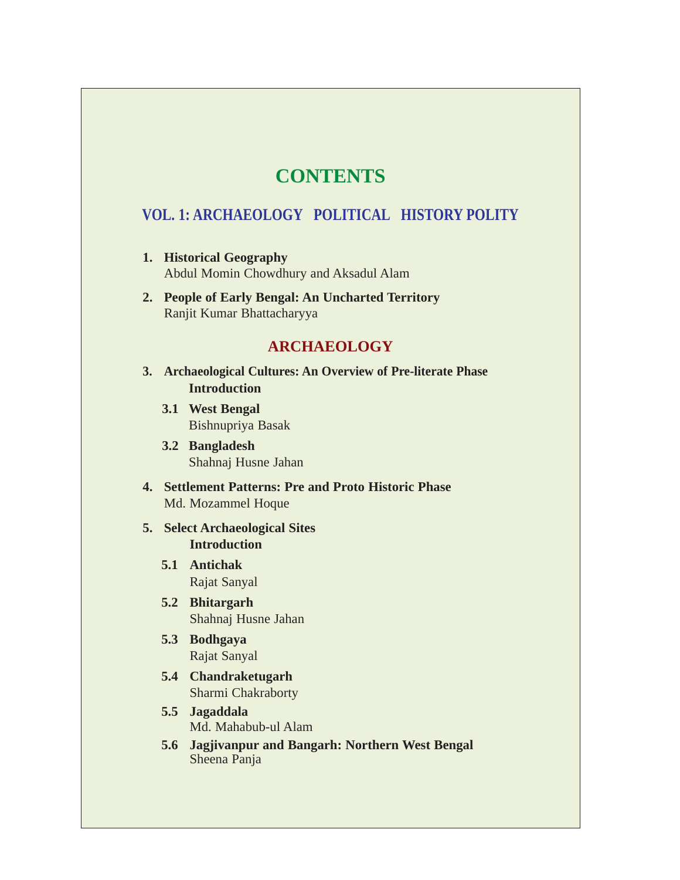# CONTENTS

## VOL. 1: ARCHAEOLOGY   POLITICAL   HISTORY POLITY

1. **Historical Geography**
   Abdul Momin Chowdhury and Aksadul Alam

2. **People of Early Bengal: An Uncharted Territory**
   Ranjit Kumar Bhattacharyya

## ARCHAEOLOGY

3. **Archaeological Cultures: An Overview of Pre-literate Phase**
   **Introduction**

   **3.1 West Bengal**
   Bishnupriya Basak

   **3.2 Bangladesh**
   Shahnaj Husne Jahan

4. **Settlement Patterns: Pre and Proto Historic Phase**
   Md. Mozammel Hoque

5. **Select Archaeological Sites**
   **Introduction**

   **5.1 Antichak**
   Rajat Sanyal

   **5.2 Bhitargarh**
   Shahnaj Husne Jahan

   **5.3 Bodhgaya**
   Rajat Sanyal

   **5.4 Chandraketugarh**
   Sharmi Chakraborty

   **5.5 Jagaddala**
   Md. Mahabub-ul Alam

   **5.6 Jagjivanpur and Bangarh: Northern West Bengal**
   Sheena Panja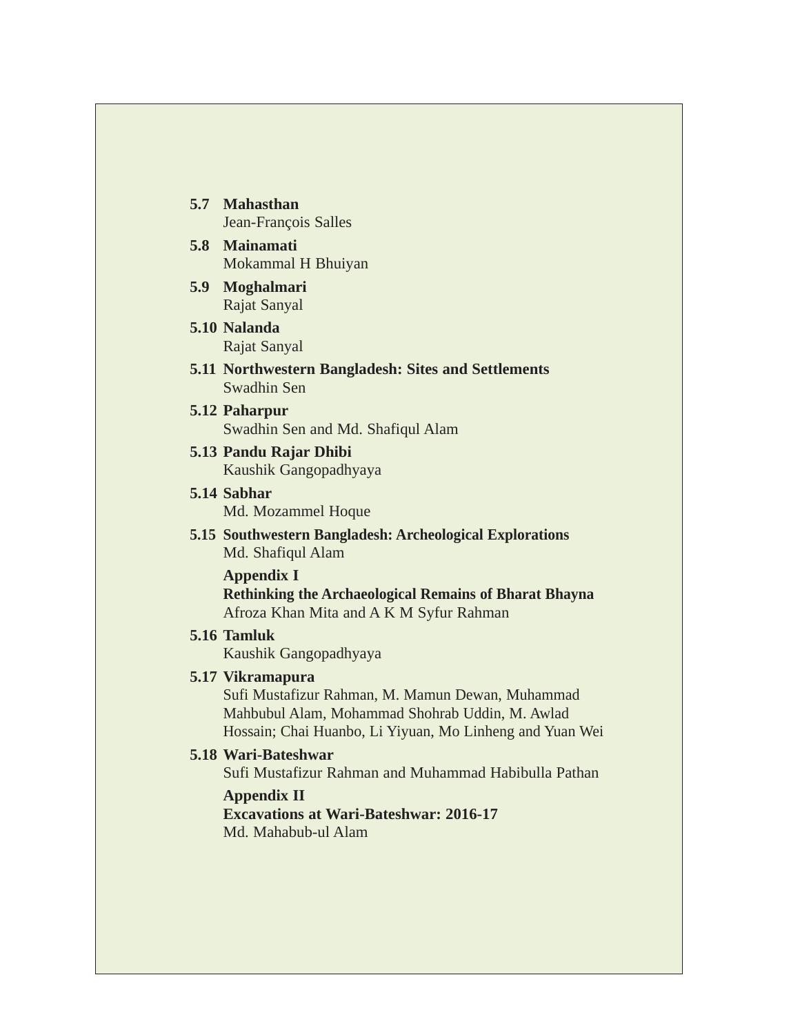**5.7 Mahasthan**
Jean-François Salles

**5.8 Mainamati**
Mokammal H Bhuiyan

**5.9 Moghalmari**
Rajat Sanyal

**5.10 Nalanda**
Rajat Sanyal

**5.11 Northwestern Bangladesh: Sites and Settlements**
Swadhin Sen

**5.12 Paharpur**
Swadhin Sen and Md. Shafiqul Alam

**5.13 Pandu Rajar Dhibi**
Kaushik Gangopadhyaya

**5.14 Sabhar**
Md. Mozammel Hoque

**5.15 Southwestern Bangladesh: Archeological Explorations**
Md. Shafiqul Alam

**Appendix I**
**Rethinking the Archaeological Remains of Bharat Bhayna**
Afroza Khan Mita and A K M Syfur Rahman

**5.16 Tamluk**
Kaushik Gangopadhyaya

**5.17 Vikramapura**
Sufi Mustafizur Rahman, M. Mamun Dewan, Muhammad Mahbubul Alam, Mohammad Shohrab Uddin, M. Awlad Hossain; Chai Huanbo, Li Yiyuan, Mo Linheng and Yuan Wei

**5.18 Wari-Bateshwar**
Sufi Mustafizur Rahman and Muhammad Habibulla Pathan

**Appendix II**
**Excavations at Wari-Bateshwar: 2016-17**
Md. Mahabub-ul Alam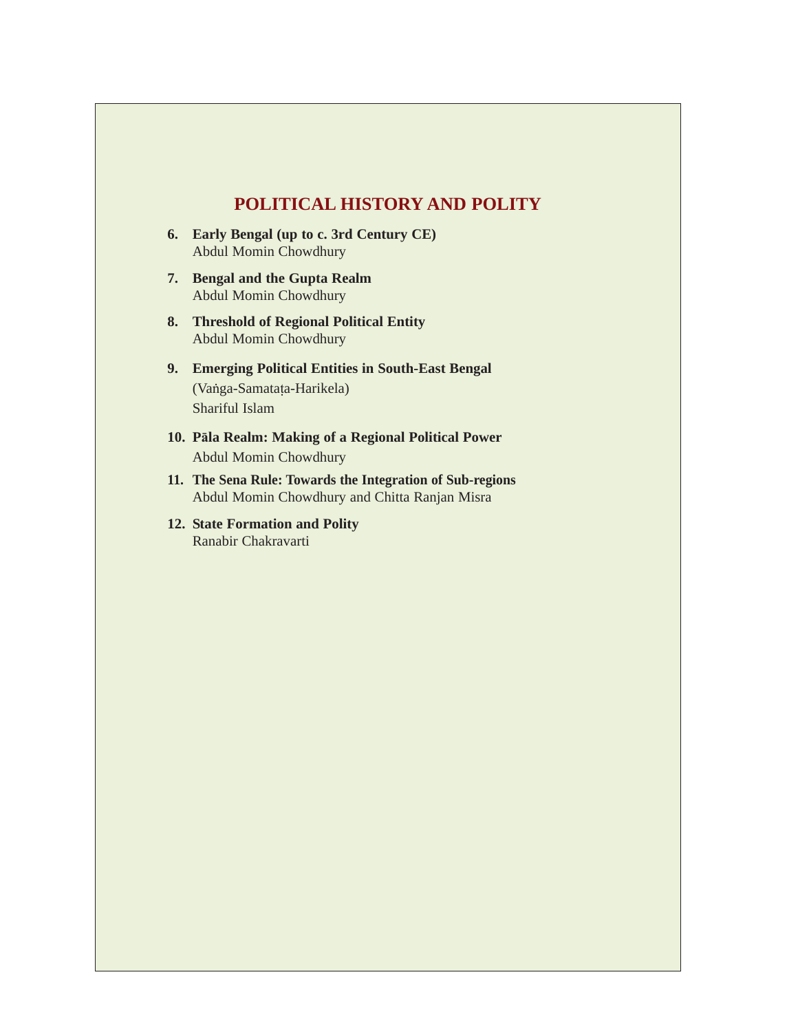# POLITICAL HISTORY AND POLITY

6. **Early Bengal (up to c. 3rd Century CE)**
   Abdul Momin Chowdhury

7. **Bengal and the Gupta Realm**
   Abdul Momin Chowdhury

8. **Threshold of Regional Political Entity**
   Abdul Momin Chowdhury

9. **Emerging Political Entities in South-East Bengal**
   (Vaṅga-Samataṭa-Harikela)
   Shariful Islam

10. **Pāla Realm: Making of a Regional Political Power**
    Abdul Momin Chowdhury

11. **The Sena Rule: Towards the Integration of Sub-regions**
    Abdul Momin Chowdhury and Chitta Ranjan Misra

12. **State Formation and Polity**
    Ranabir Chakravarti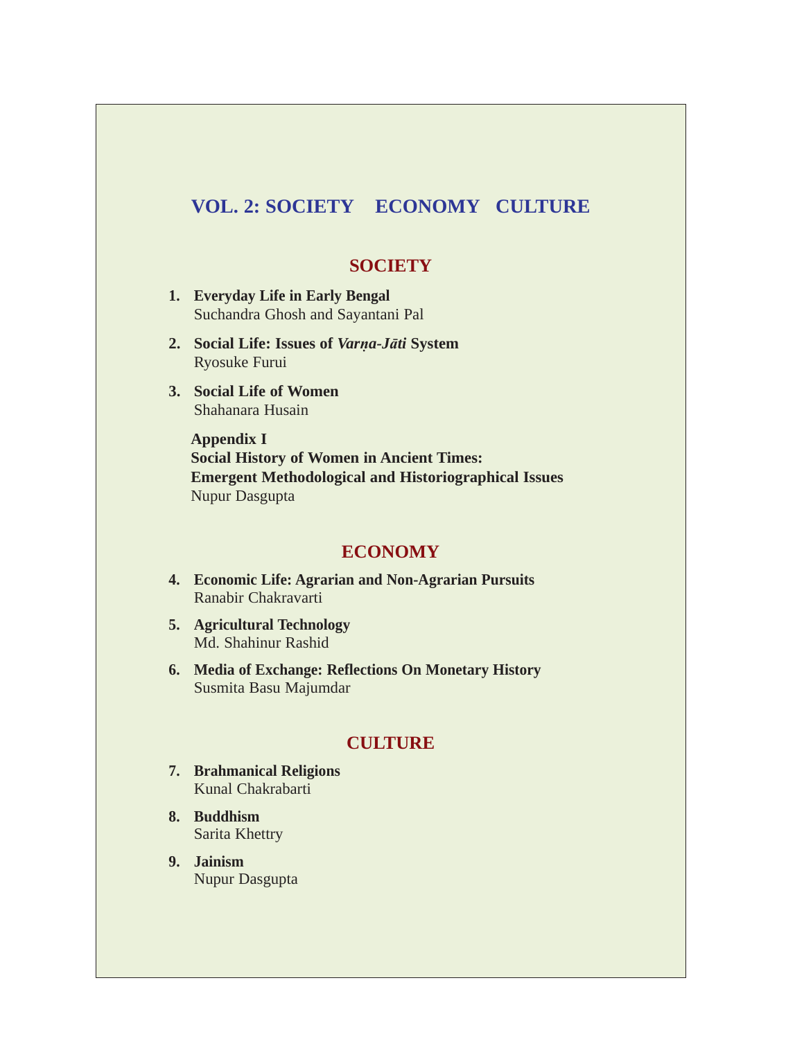# VOL. 2: SOCIETY ECONOMY CULTURE

## SOCIETY

1. **Everyday Life in Early Bengal**
   Suchandra Ghosh and Sayantani Pal

2. **Social Life: Issues of *Varṇa-Jāti* System**
   Ryosuke Furui

3. **Social Life of Women**
   Shahanara Husain

   **Appendix I**
   **Social History of Women in Ancient Times:**
   **Emergent Methodological and Historiographical Issues**
   Nupur Dasgupta

## ECONOMY

4. **Economic Life: Agrarian and Non-Agrarian Pursuits**
   Ranabir Chakravarti

5. **Agricultural Technology**
   Md. Shahinur Rashid

6. **Media of Exchange: Reflections On Monetary History**
   Susmita Basu Majumdar

## CULTURE

7. **Brahmanical Religions**
   Kunal Chakrabarti

8. **Buddhism**
   Sarita Khettry

9. **Jainism**
   Nupur Dasgupta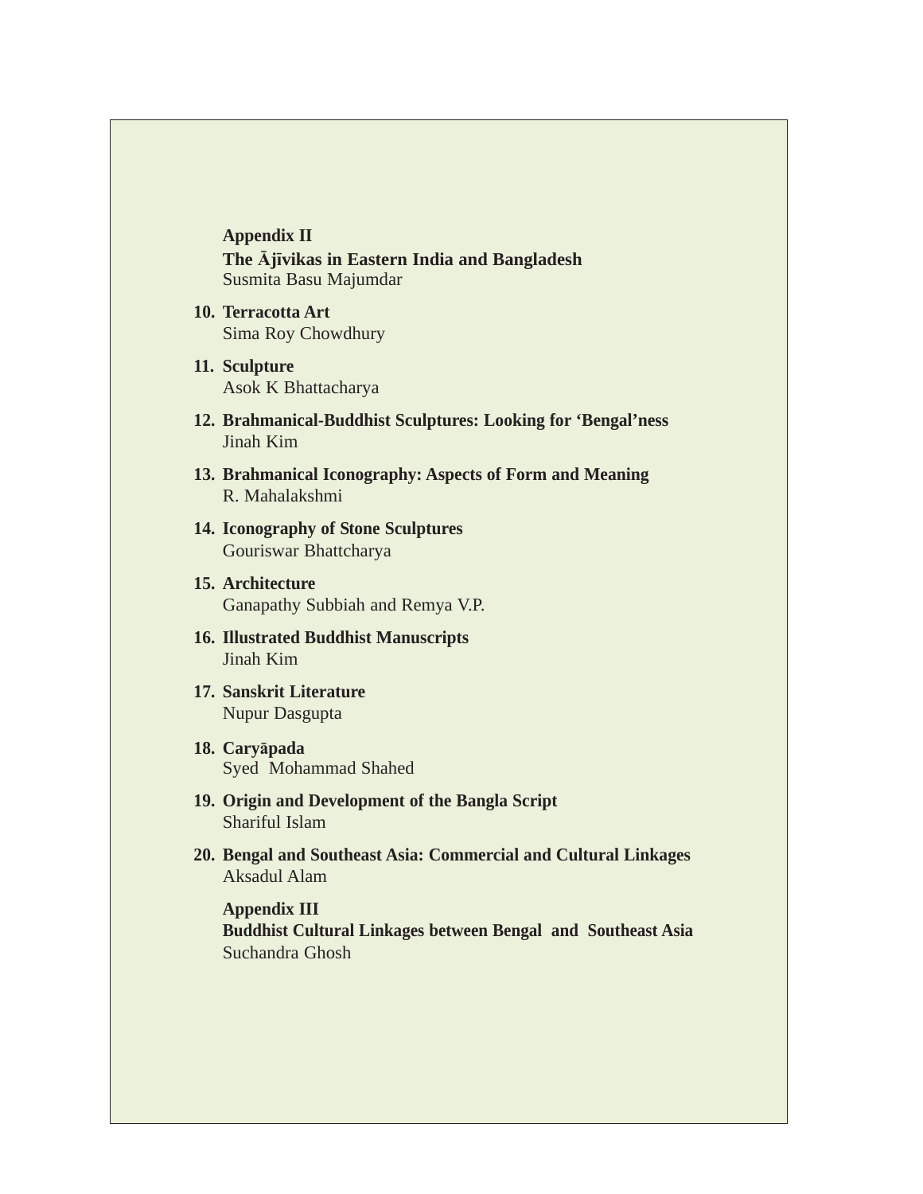**Appendix II**
**The Ājīvikas in Eastern India and Bangladesh**
Susmita Basu Majumdar

10. **Terracotta Art**
    Sima Roy Chowdhury

11. **Sculpture**
    Asok K Bhattacharya

12. **Brahmanical-Buddhist Sculptures: Looking for 'Bengal'ness**
    Jinah Kim

13. **Brahmanical Iconography: Aspects of Form and Meaning**
    R. Mahalakshmi

14. **Iconography of Stone Sculptures**
    Gouriswar Bhattcharya

15. **Architecture**
    Ganapathy Subbiah and Remya V.P.

16. **Illustrated Buddhist Manuscripts**
    Jinah Kim

17. **Sanskrit Literature**
    Nupur Dasgupta

18. **Caryāpada**
    Syed Mohammad Shahed

19. **Origin and Development of the Bangla Script**
    Shariful Islam

20. **Bengal and Southeast Asia: Commercial and Cultural Linkages**
    Aksadul Alam

**Appendix III**
**Buddhist Cultural Linkages between Bengal and Southeast Asia**
Suchandra Ghosh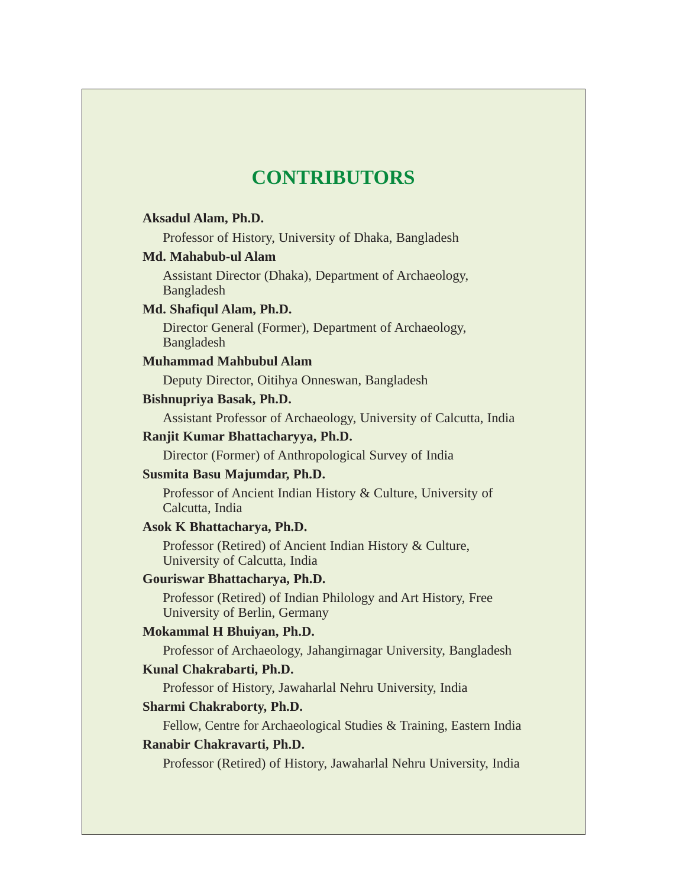# CONTRIBUTORS

**Aksadul Alam, Ph.D.**

Professor of History, University of Dhaka, Bangladesh

**Md. Mahabub-ul Alam**

Assistant Director (Dhaka), Department of Archaeology, Bangladesh

**Md. Shafiqul Alam, Ph.D.**

Director General (Former), Department of Archaeology, Bangladesh

**Muhammad Mahbubul Alam**

Deputy Director, Oitihya Onneswan, Bangladesh

**Bishnupriya Basak, Ph.D.**

Assistant Professor of Archaeology, University of Calcutta, India

**Ranjit Kumar Bhattacharyya, Ph.D.**

Director (Former) of Anthropological Survey of India

**Susmita Basu Majumdar, Ph.D.**

Professor of Ancient Indian History & Culture, University of Calcutta, India

**Asok K Bhattacharya, Ph.D.**

Professor (Retired) of Ancient Indian History & Culture, University of Calcutta, India

**Gouriswar Bhattacharya, Ph.D.**

Professor (Retired) of Indian Philology and Art History, Free University of Berlin, Germany

**Mokammal H Bhuiyan, Ph.D.**

Professor of Archaeology, Jahangirnagar University, Bangladesh

**Kunal Chakrabarti, Ph.D.**

Professor of History, Jawaharlal Nehru University, India

**Sharmi Chakraborty, Ph.D.**

Fellow, Centre for Archaeological Studies & Training, Eastern India

**Ranabir Chakravarti, Ph.D.**

Professor (Retired) of History, Jawaharlal Nehru University, India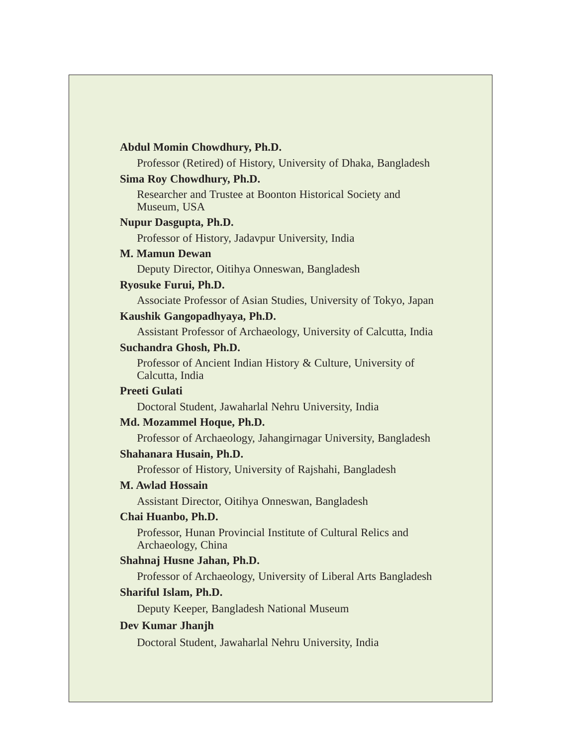**Abdul Momin Chowdhury, Ph.D.**

Professor (Retired) of History, University of Dhaka, Bangladesh

**Sima Roy Chowdhury, Ph.D.**

Researcher and Trustee at Boonton Historical Society and Museum, USA

**Nupur Dasgupta, Ph.D.**

Professor of History, Jadavpur University, India

**M. Mamun Dewan**

Deputy Director, Oitihya Onneswan, Bangladesh

**Ryosuke Furui, Ph.D.**

Associate Professor of Asian Studies, University of Tokyo, Japan

**Kaushik Gangopadhyaya, Ph.D.**

Assistant Professor of Archaeology, University of Calcutta, India

**Suchandra Ghosh, Ph.D.**

Professor of Ancient Indian History & Culture, University of Calcutta, India

**Preeti Gulati**

Doctoral Student, Jawaharlal Nehru University, India

**Md. Mozammel Hoque, Ph.D.**

Professor of Archaeology, Jahangirnagar University, Bangladesh

**Shahanara Husain, Ph.D.**

Professor of History, University of Rajshahi, Bangladesh

**M. Awlad Hossain**

Assistant Director, Oitihya Onneswan, Bangladesh

**Chai Huanbo, Ph.D.**

Professor, Hunan Provincial Institute of Cultural Relics and Archaeology, China

**Shahnaj Husne Jahan, Ph.D.**

Professor of Archaeology, University of Liberal Arts Bangladesh

**Shariful Islam, Ph.D.**

Deputy Keeper, Bangladesh National Museum

**Dev Kumar Jhanjh**

Doctoral Student, Jawaharlal Nehru University, India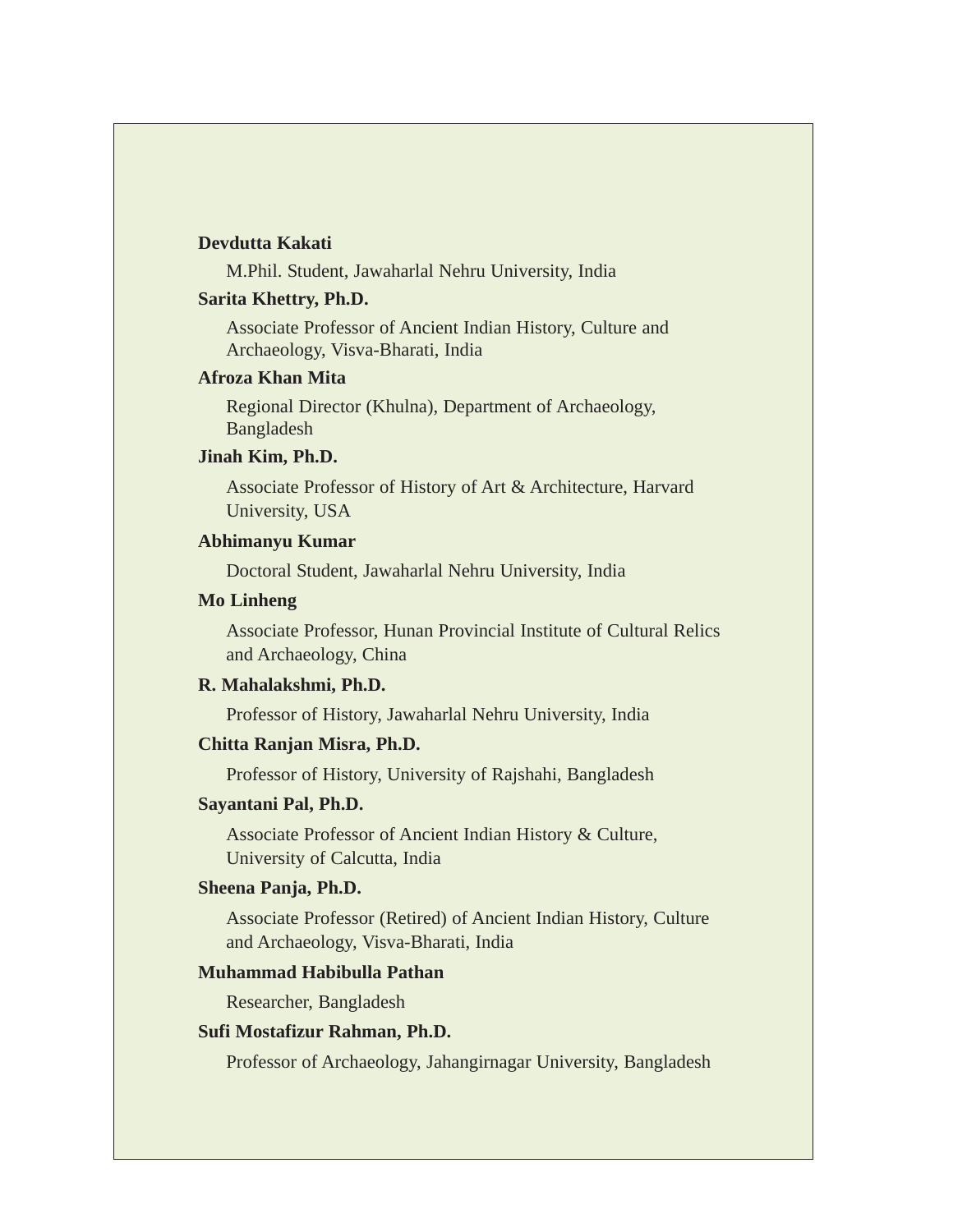**Devdutta Kakati**

M.Phil. Student, Jawaharlal Nehru University, India

**Sarita Khettry, Ph.D.**

Associate Professor of Ancient Indian History, Culture and Archaeology, Visva-Bharati, India

**Afroza Khan Mita**

Regional Director (Khulna), Department of Archaeology, Bangladesh

**Jinah Kim, Ph.D.**

Associate Professor of History of Art & Architecture, Harvard University, USA

**Abhimanyu Kumar**

Doctoral Student, Jawaharlal Nehru University, India

**Mo Linheng**

Associate Professor, Hunan Provincial Institute of Cultural Relics and Archaeology, China

**R. Mahalakshmi, Ph.D.**

Professor of History, Jawaharlal Nehru University, India

**Chitta Ranjan Misra, Ph.D.**

Professor of History, University of Rajshahi, Bangladesh

**Sayantani Pal, Ph.D.**

Associate Professor of Ancient Indian History & Culture, University of Calcutta, India

**Sheena Panja, Ph.D.**

Associate Professor (Retired) of Ancient Indian History, Culture and Archaeology, Visva-Bharati, India

**Muhammad Habibulla Pathan**

Researcher, Bangladesh

**Sufi Mostafizur Rahman, Ph.D.**

Professor of Archaeology, Jahangirnagar University, Bangladesh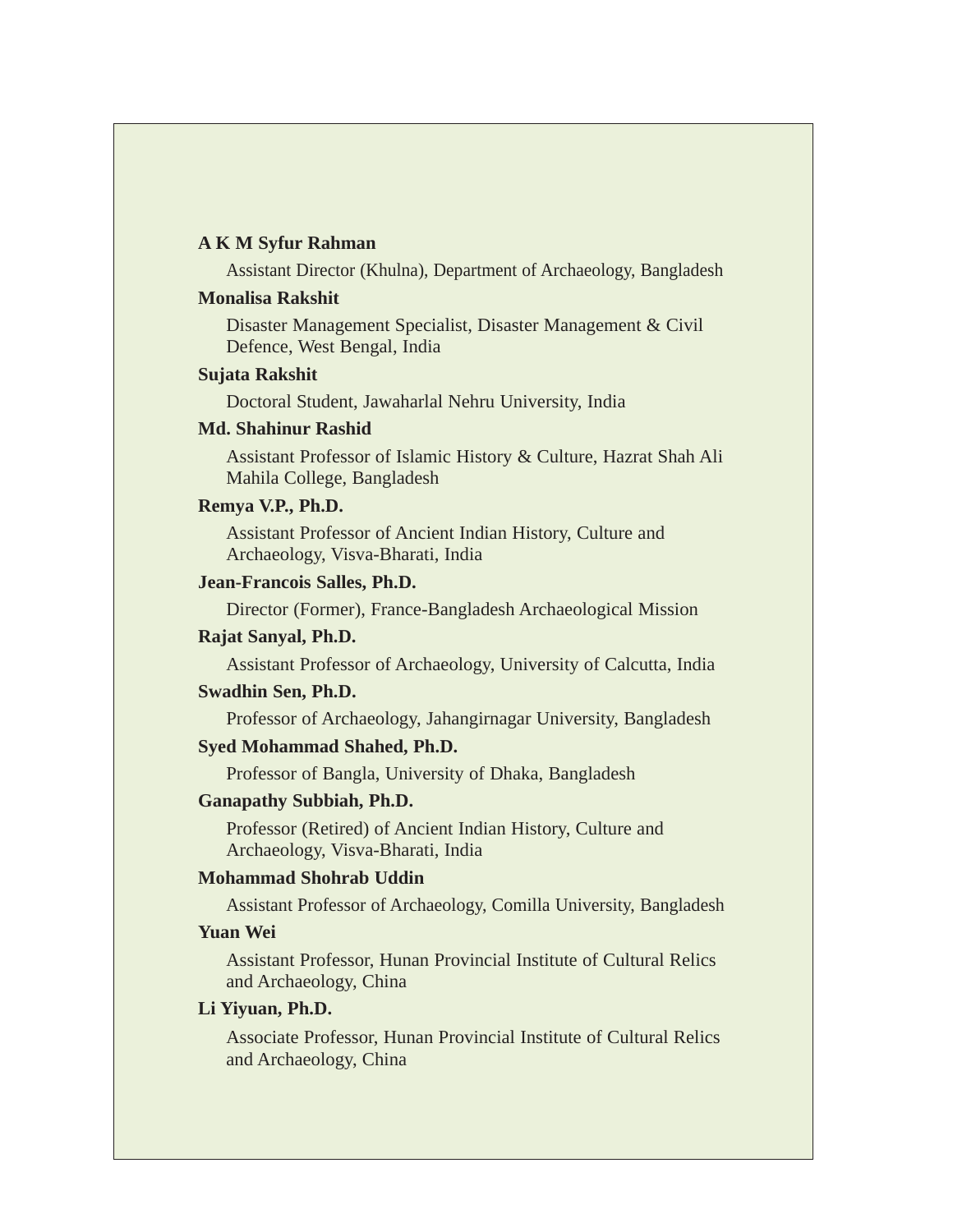**A K M Syfur Rahman**

Assistant Director (Khulna), Department of Archaeology, Bangladesh

**Monalisa Rakshit**

Disaster Management Specialist, Disaster Management & Civil Defence, West Bengal, India

**Sujata Rakshit**

Doctoral Student, Jawaharlal Nehru University, India

**Md. Shahinur Rashid**

Assistant Professor of Islamic History & Culture, Hazrat Shah Ali Mahila College, Bangladesh

**Remya V.P., Ph.D.**

Assistant Professor of Ancient Indian History, Culture and Archaeology, Visva-Bharati, India

**Jean-Francois Salles, Ph.D.**

Director (Former), France-Bangladesh Archaeological Mission

**Rajat Sanyal, Ph.D.**

Assistant Professor of Archaeology, University of Calcutta, India

**Swadhin Sen, Ph.D.**

Professor of Archaeology, Jahangirnagar University, Bangladesh

**Syed Mohammad Shahed, Ph.D.**

Professor of Bangla, University of Dhaka, Bangladesh

**Ganapathy Subbiah, Ph.D.**

Professor (Retired) of Ancient Indian History, Culture and Archaeology, Visva-Bharati, India

**Mohammad Shohrab Uddin**

Assistant Professor of Archaeology, Comilla University, Bangladesh

**Yuan Wei**

Assistant Professor, Hunan Provincial Institute of Cultural Relics and Archaeology, China

**Li Yiyuan, Ph.D.**

Associate Professor, Hunan Provincial Institute of Cultural Relics and Archaeology, China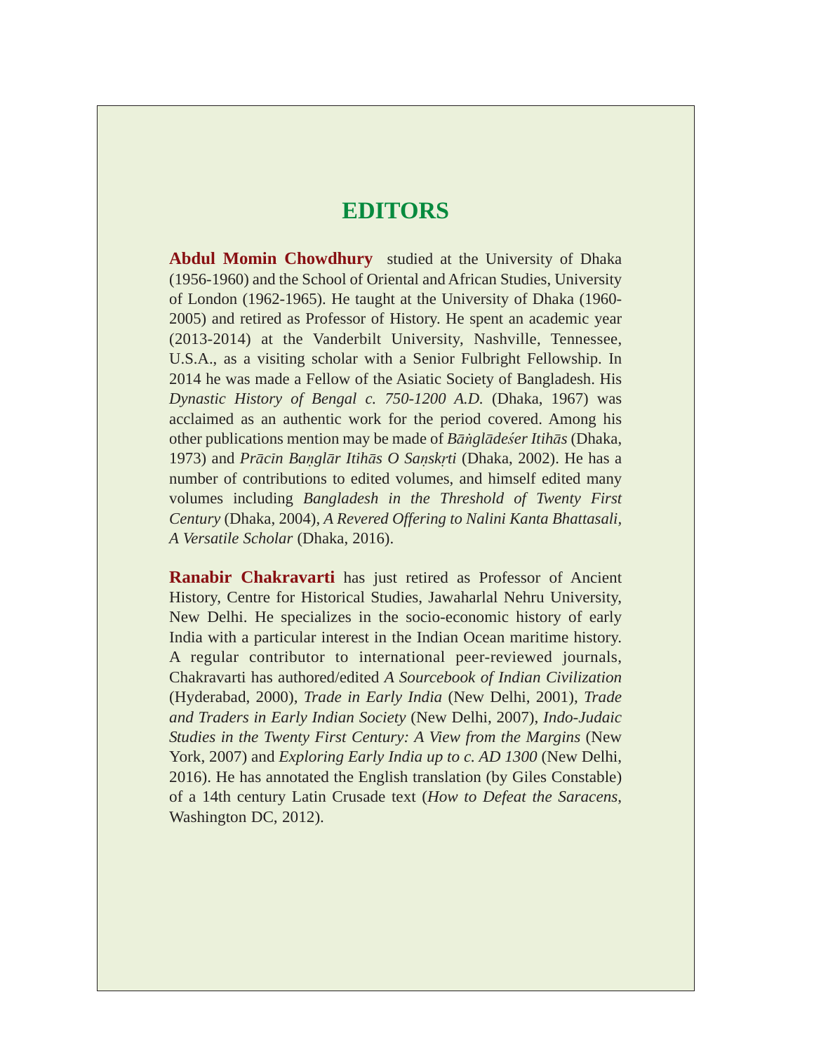# EDITORS

**Abdul Momin Chowdhury** studied at the University of Dhaka (1956-1960) and the School of Oriental and African Studies, University of London (1962-1965). He taught at the University of Dhaka (1960-2005) and retired as Professor of History. He spent an academic year (2013-2014) at the Vanderbilt University, Nashville, Tennessee, U.S.A., as a visiting scholar with a Senior Fulbright Fellowship. In 2014 he was made a Fellow of the Asiatic Society of Bangladesh. His *Dynastic History of Bengal c. 750-1200 A.D.* (Dhaka, 1967) was acclaimed as an authentic work for the period covered. Among his other publications mention may be made of *Bāṅglādeśer Itihās* (Dhaka, 1973) and *Prācīn Baṇglār Itihās O Saṇskṛti* (Dhaka, 2002). He has a number of contributions to edited volumes, and himself edited many volumes including *Bangladesh in the Threshold of Twenty First Century* (Dhaka, 2004), *A Revered Offering to Nalini Kanta Bhattasali, A Versatile Scholar* (Dhaka, 2016).

**Ranabir Chakravarti** has just retired as Professor of Ancient History, Centre for Historical Studies, Jawaharlal Nehru University, New Delhi. He specializes in the socio-economic history of early India with a particular interest in the Indian Ocean maritime history. A regular contributor to international peer-reviewed journals, Chakravarti has authored/edited *A Sourcebook of Indian Civilization* (Hyderabad, 2000), *Trade in Early India* (New Delhi, 2001), *Trade and Traders in Early Indian Society* (New Delhi, 2007), *Indo-Judaic Studies in the Twenty First Century: A View from the Margins* (New York, 2007) and *Exploring Early India up to c. AD 1300* (New Delhi, 2016). He has annotated the English translation (by Giles Constable) of a 14th century Latin Crusade text (*How to Defeat the Saracens*, Washington DC, 2012).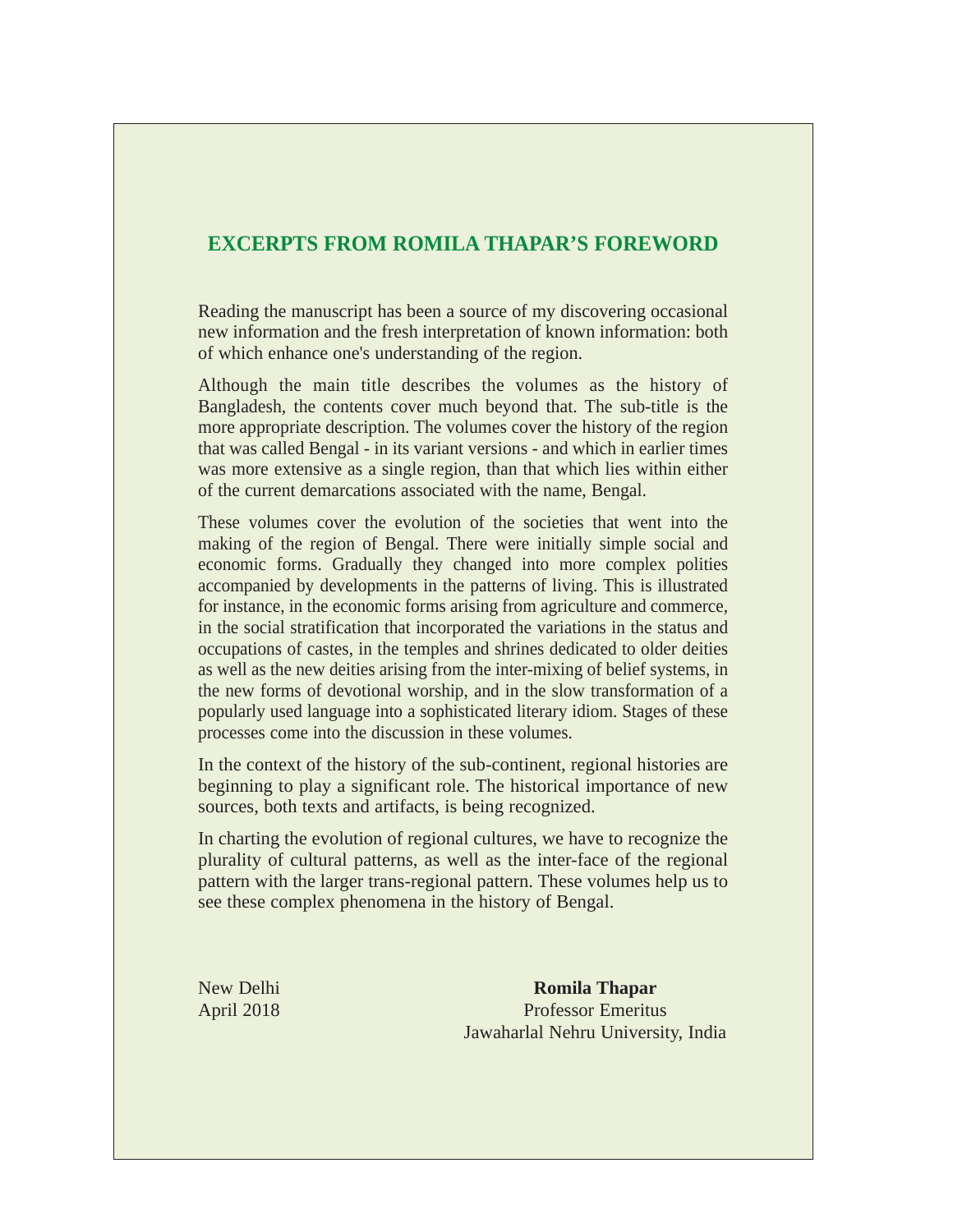## EXCERPTS FROM ROMILA THAPAR'S FOREWORD

Reading the manuscript has been a source of my discovering occasional new information and the fresh interpretation of known information: both of which enhance one's understanding of the region.

Although the main title describes the volumes as the history of Bangladesh, the contents cover much beyond that. The sub-title is the more appropriate description. The volumes cover the history of the region that was called Bengal - in its variant versions - and which in earlier times was more extensive as a single region, than that which lies within either of the current demarcations associated with the name, Bengal.

These volumes cover the evolution of the societies that went into the making of the region of Bengal. There were initially simple social and economic forms. Gradually they changed into more complex polities accompanied by developments in the patterns of living. This is illustrated for instance, in the economic forms arising from agriculture and commerce, in the social stratification that incorporated the variations in the status and occupations of castes, in the temples and shrines dedicated to older deities as well as the new deities arising from the inter-mixing of belief systems, in the new forms of devotional worship, and in the slow transformation of a popularly used language into a sophisticated literary idiom. Stages of these processes come into the discussion in these volumes.

In the context of the history of the sub-continent, regional histories are beginning to play a significant role. The historical importance of new sources, both texts and artifacts, is being recognized.

In charting the evolution of regional cultures, we have to recognize the plurality of cultural patterns, as well as the inter-face of the regional pattern with the larger trans-regional pattern. These volumes help us to see these complex phenomena in the history of Bengal.

New Delhi
April 2018

**Romila Thapar**
Professor Emeritus
Jawaharlal Nehru University, India